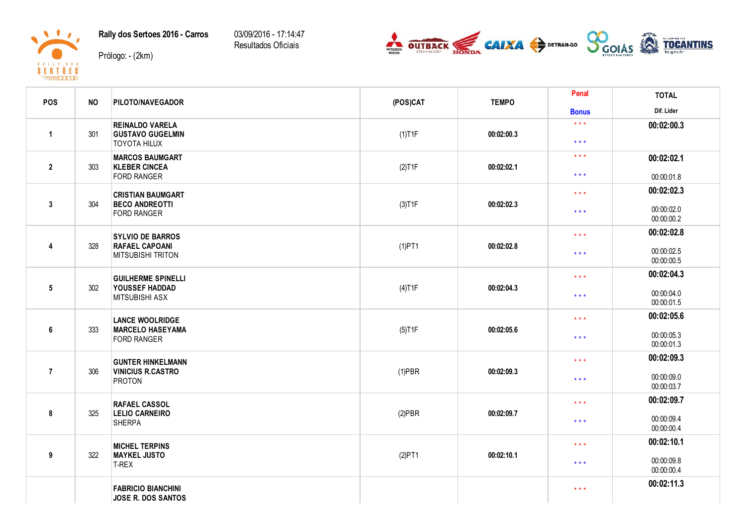**Rally dos Sertoes 2016 - Carros**

Prólogo: - (2km)

03/09/2016 - 17:14:47
Resultados Oficiais

| POS | NO | PILOTO/NAVEGADOR | (POS)CAT | TEMPO | Penal / Bonus | TOTAL / Dif. Lider |
|---|---|---|---|---|---|---|
| 1 | 301 | **REINALDO VARELA**<br>**GUSTAVO GUGELMIN**<br>TOYOTA HILUX | (1)T1F | **00:02:00.3** | * * *<br>* * * | **00:02:00.3** |
| 2 | 303 | **MARCOS BAUMGART**<br>**KLEBER CINCEA**<br>FORD RANGER | (2)T1F | **00:02:02.1** | * * *<br>* * * | **00:02:02.1**<br>00:00:01.8 |
| 3 | 304 | **CRISTIAN BAUMGART**<br>**BECO ANDREOTTI**<br>FORD RANGER | (3)T1F | **00:02:02.3** | * * *<br>* * * | **00:02:02.3**<br>00:00:02.0<br>00:00:00.2 |
| 4 | 328 | **SYLVIO DE BARROS**<br>**RAFAEL CAPOANI**<br>MITSUBISHI TRITON | (1)PT1 | **00:02:02.8** | * * *<br>* * * | **00:02:02.8**<br>00:00:02.5<br>00:00:00.5 |
| 5 | 302 | **GUILHERME SPINELLI**<br>**YOUSSEF HADDAD**<br>MITSUBISHI ASX | (4)T1F | **00:02:04.3** | * * *<br>* * * | **00:02:04.3**<br>00:00:04.0<br>00:00:01.5 |
| 6 | 333 | **LANCE WOOLRIDGE**<br>**MARCELO HASEYAMA**<br>FORD RANGER | (5)T1F | **00:02:05.6** | * * *<br>* * * | **00:02:05.6**<br>00:00:05.3<br>00:00:01.3 |
| 7 | 306 | **GUNTER HINKELMANN**<br>**VINICIUS R.CASTRO**<br>PROTON | (1)PBR | **00:02:09.3** | * * *<br>* * * | **00:02:09.3**<br>00:00:09.0<br>00:00:03.7 |
| 8 | 325 | **RAFAEL CASSOL**<br>**LELIO CARNEIRO**<br>SHERPA | (2)PBR | **00:02:09.7** | * * *<br>* * * | **00:02:09.7**<br>00:00:09.4<br>00:00:00.4 |
| 9 | 322 | **MICHEL TERPINS**<br>**MAYKEL JUSTO**<br>T-REX | (2)PT1 | **00:02:10.1** | * * *<br>* * * | **00:02:10.1**<br>00:00:09.8<br>00:00:00.4 |
| | | **FABRICIO BIANCHINI**<br>**JOSE R. DOS SANTOS** | | | * * * | **00:02:11.3** |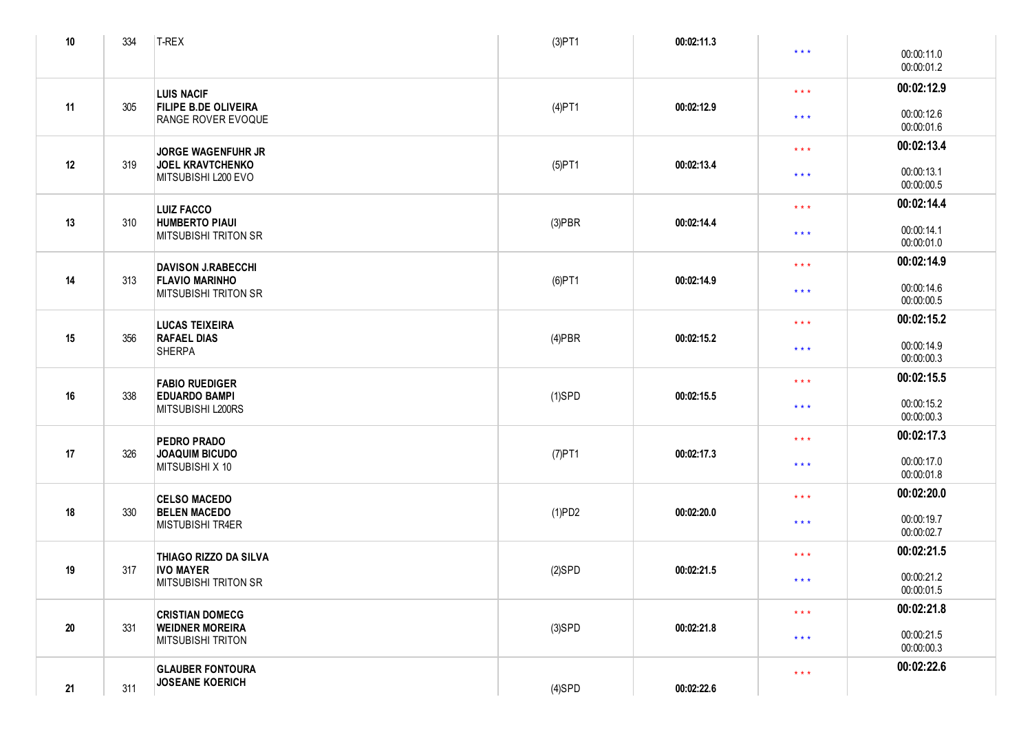| | | | | | | |
|---|---|---|---|---|---|---|
| 10 | 334 | T-REX | (3)PT1 | 00:02:11.3 | * * * | 00:00:11.0<br>00:00:01.2 |
| 11 | 305 | **LUIS NACIF**<br>**FILIPE B.DE OLIVEIRA**<br>RANGE ROVER EVOQUE | (4)PT1 | 00:02:12.9 | * * *<br>* * * | **00:02:12.9**<br>00:00:12.6<br>00:00:01.6 |
| 12 | 319 | **JORGE WAGENFUHR JR**<br>**JOEL KRAVTCHENKO**<br>MITSUBISHI L200 EVO | (5)PT1 | 00:02:13.4 | * * *<br>* * * | **00:02:13.4**<br>00:00:13.1<br>00:00:00.5 |
| 13 | 310 | **LUIZ FACCO**<br>**HUMBERTO PIAUI**<br>MITSUBISHI TRITON SR | (3)PBR | 00:02:14.4 | * * *<br>* * * | **00:02:14.4**<br>00:00:14.1<br>00:00:01.0 |
| 14 | 313 | **DAVISON J.RABECCHI**<br>**FLAVIO MARINHO**<br>MITSUBISHI TRITON SR | (6)PT1 | 00:02:14.9 | * * *<br>* * * | **00:02:14.9**<br>00:00:14.6<br>00:00:00.5 |
| 15 | 356 | **LUCAS TEIXEIRA**<br>**RAFAEL DIAS**<br>SHERPA | (4)PBR | 00:02:15.2 | * * *<br>* * * | **00:02:15.2**<br>00:00:14.9<br>00:00:00.3 |
| 16 | 338 | **FABIO RUEDIGER**<br>**EDUARDO BAMPI**<br>MITSUBISHI L200RS | (1)SPD | 00:02:15.5 | * * *<br>* * * | **00:02:15.5**<br>00:00:15.2<br>00:00:00.3 |
| 17 | 326 | **PEDRO PRADO**<br>**JOAQUIM BICUDO**<br>MITSUBISHI X 10 | (7)PT1 | 00:02:17.3 | * * *<br>* * * | **00:02:17.3**<br>00:00:17.0<br>00:00:01.8 |
| 18 | 330 | **CELSO MACEDO**<br>**BELEN MACEDO**<br>MISTUBISHI TR4ER | (1)PD2 | 00:02:20.0 | * * *<br>* * * | **00:02:20.0**<br>00:00:19.7<br>00:00:02.7 |
| 19 | 317 | **THIAGO RIZZO DA SILVA**<br>**IVO MAYER**<br>MITSUBISHI TRITON SR | (2)SPD | 00:02:21.5 | * * *<br>* * * | **00:02:21.5**<br>00:00:21.2<br>00:00:01.5 |
| 20 | 331 | **CRISTIAN DOMECG**<br>**WEIDNER MOREIRA**<br>MITSUBISHI TRITON | (3)SPD | 00:02:21.8 | * * *<br>* * * | **00:02:21.8**<br>00:00:21.5<br>00:00:00.3 |
| 21 | 311 | **GLAUBER FONTOURA**<br>**JOSEANE KOERICH** | (4)SPD | 00:02:22.6 | * * * | **00:02:22.6** |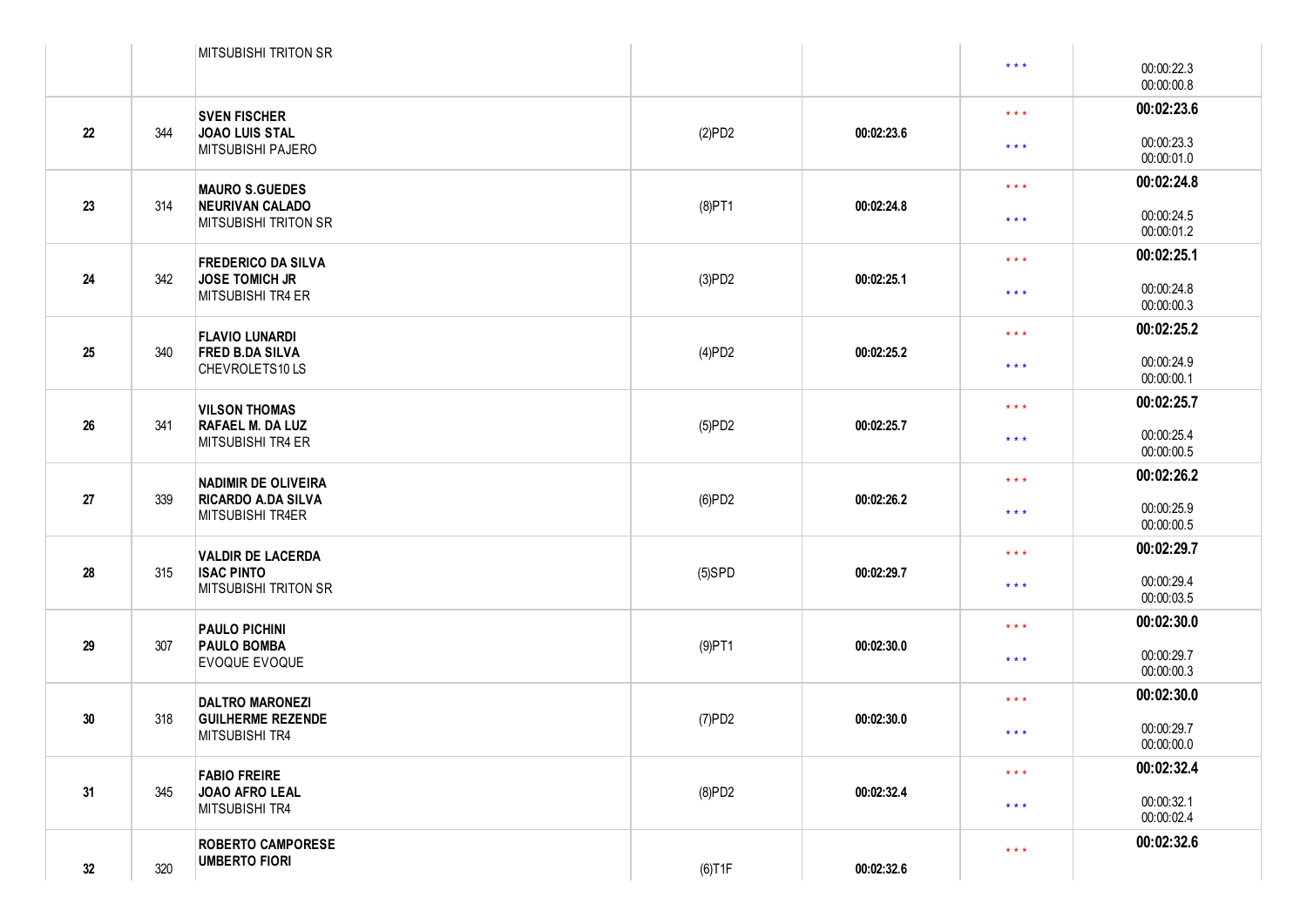| | | | | | | |
|---|---|---|---|---|---|---|
| | | MITSUBISHI TRITON SR | | | * * * | 00:00:22.3<br>00:00:00.8 |
| 22 | 344 | **SVEN FISCHER**<br>**JOAO LUIS STAL**<br>MITSUBISHI PAJERO | (2)PD2 | **00:02:23.6** | * * *<br>* * * | **00:02:23.6**<br>00:00:23.3<br>00:00:01.0 |
| 23 | 314 | **MAURO S.GUEDES**<br>**NEURIVAN CALADO**<br>MITSUBISHI TRITON SR | (8)PT1 | **00:02:24.8** | * * *<br>* * * | **00:02:24.8**<br>00:00:24.5<br>00:00:01.2 |
| 24 | 342 | **FREDERICO DA SILVA**<br>**JOSE TOMICH JR**<br>MITSUBISHI TR4 ER | (3)PD2 | **00:02:25.1** | * * *<br>* * * | **00:02:25.1**<br>00:00:24.8<br>00:00:00.3 |
| 25 | 340 | **FLAVIO LUNARDI**<br>**FRED B.DA SILVA**<br>CHEVROLETS10 LS | (4)PD2 | **00:02:25.2** | * * *<br>* * * | **00:02:25.2**<br>00:00:24.9<br>00:00:00.1 |
| 26 | 341 | **VILSON THOMAS**<br>**RAFAEL M. DA LUZ**<br>MITSUBISHI TR4 ER | (5)PD2 | **00:02:25.7** | * * *<br>* * * | **00:02:25.7**<br>00:00:25.4<br>00:00:00.5 |
| 27 | 339 | **NADIMIR DE OLIVEIRA**<br>**RICARDO A.DA SILVA**<br>MITSUBISHI TR4ER | (6)PD2 | **00:02:26.2** | * * *<br>* * * | **00:02:26.2**<br>00:00:25.9<br>00:00:00.5 |
| 28 | 315 | **VALDIR DE LACERDA**<br>**ISAC PINTO**<br>MITSUBISHI TRITON SR | (5)SPD | **00:02:29.7** | * * *<br>* * * | **00:02:29.7**<br>00:00:29.4<br>00:00:03.5 |
| 29 | 307 | **PAULO PICHINI**<br>**PAULO BOMBA**<br>EVOQUE EVOQUE | (9)PT1 | **00:02:30.0** | * * *<br>* * * | **00:02:30.0**<br>00:00:29.7<br>00:00:00.3 |
| 30 | 318 | **DALTRO MARONEZI**<br>**GUILHERME REZENDE**<br>MITSUBISHI TR4 | (7)PD2 | **00:02:30.0** | * * *<br>* * * | **00:02:30.0**<br>00:00:29.7<br>00:00:00.0 |
| 31 | 345 | **FABIO FREIRE**<br>**JOAO AFRO LEAL**<br>MITSUBISHI TR4 | (8)PD2 | **00:02:32.4** | * * *<br>* * * | **00:02:32.4**<br>00:00:32.1<br>00:00:02.4 |
| 32 | 320 | **ROBERTO CAMPORESE**<br>**UMBERTO FIORI** | (6)T1F | **00:02:32.6** | * * * | **00:02:32.6** |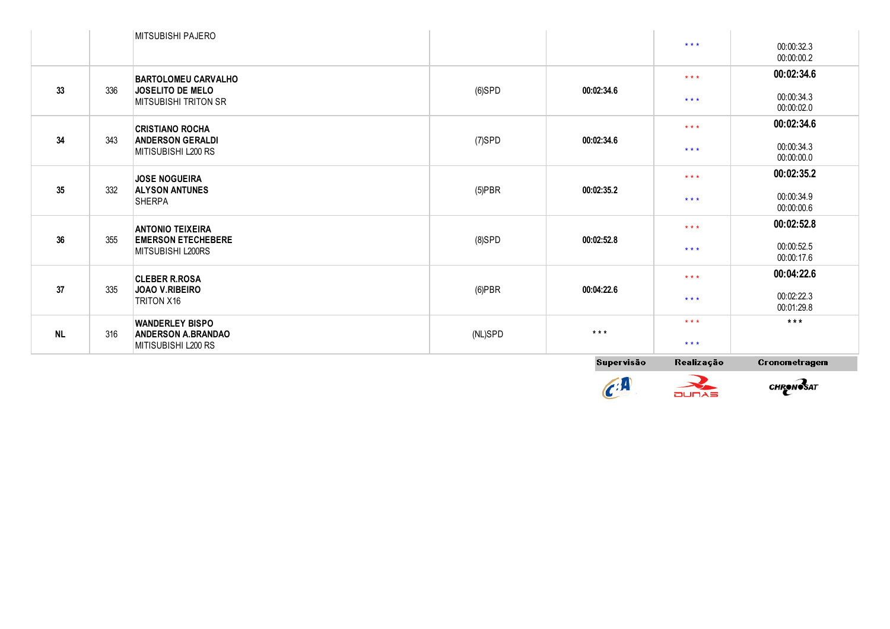| | | | | | | |
|---|---|---|---|---|---|---|
| | | MITSUBISHI PAJERO | | | * * *<br>* * * | 00:00:32.3<br>00:00:00.2 |
| 33 | 336 | **BARTOLOMEU CARVALHO**<br>**JOSELITO DE MELO**<br>MITSUBISHI TRITON SR | (6)SPD | 00:02:34.6 | * * *<br>* * * | **00:02:34.6**<br>00:00:34.3<br>00:00:02.0 |
| 34 | 343 | **CRISTIANO ROCHA**<br>**ANDERSON GERALDI**<br>MITISUBISHI L200 RS | (7)SPD | 00:02:34.6 | * * *<br>* * * | **00:02:34.6**<br>00:00:34.3<br>00:00:00.0 |
| 35 | 332 | **JOSE NOGUEIRA**<br>**ALYSON ANTUNES**<br>SHERPA | (5)PBR | 00:02:35.2 | * * *<br>* * * | **00:02:35.2**<br>00:00:34.9<br>00:00:00.6 |
| 36 | 355 | **ANTONIO TEIXEIRA**<br>**EMERSON ETECHEBERE**<br>MITSUBISHI L200RS | (8)SPD | 00:02:52.8 | * * *<br>* * * | **00:02:52.8**<br>00:00:52.5<br>00:00:17.6 |
| 37 | 335 | **CLEBER R.ROSA**<br>**JOAO V.RIBEIRO**<br>TRITON X16 | (6)PBR | 00:04:22.6 | * * *<br>* * * | **00:04:22.6**<br>00:02:22.3<br>00:01:29.8 |
| NL | 316 | **WANDERLEY BISPO**<br>**ANDERSON A.BRANDAO**<br>MITISUBISHI L200 RS | (NL)SPD | * * * | * * *<br>* * * | * * * |

Supervisão | Realização | Cronometragem